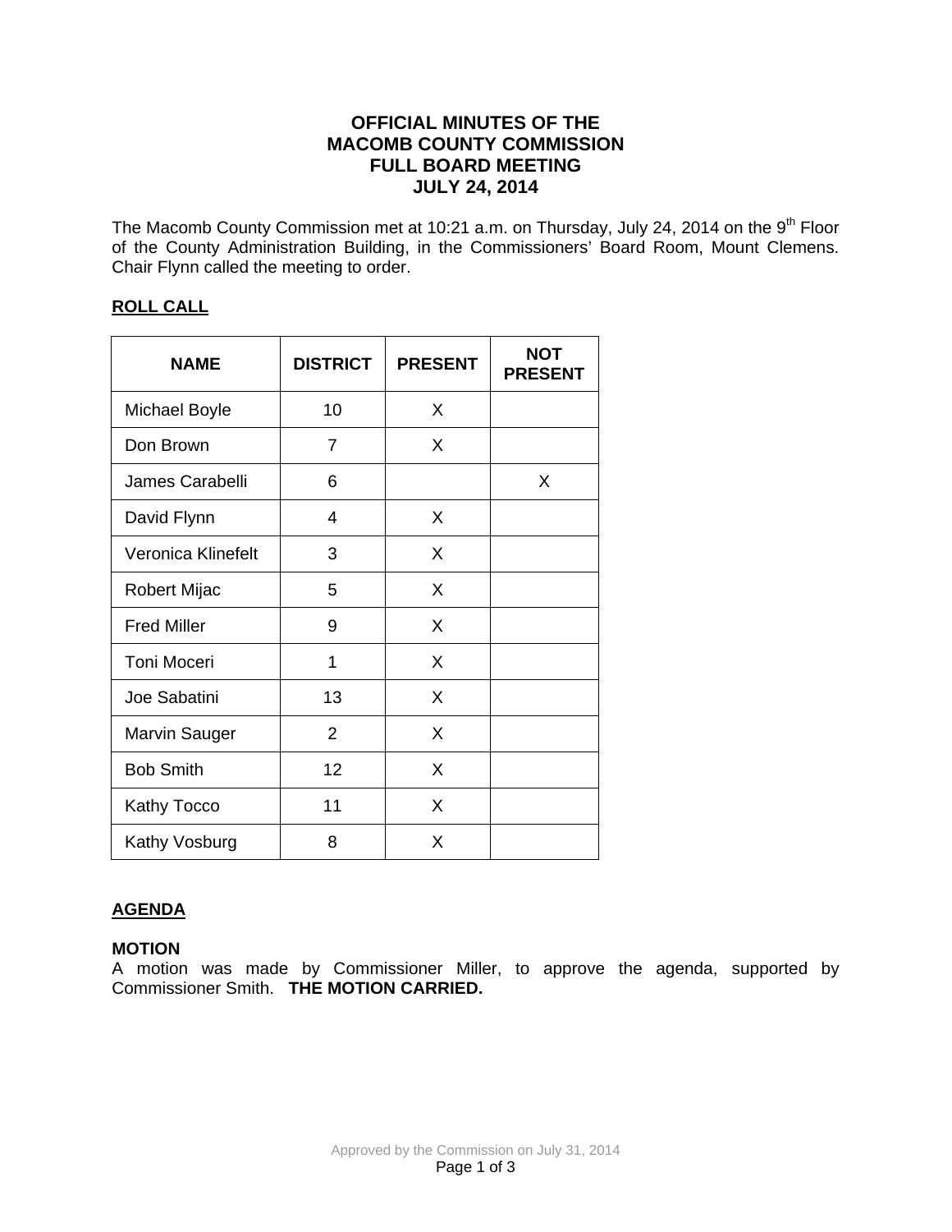# OFFICIAL MINUTES OF THE MACOMB COUNTY COMMISSION FULL BOARD MEETING JULY 24, 2014

The Macomb County Commission met at 10:21 a.m. on Thursday, July 24, 2014 on the 9th Floor of the County Administration Building, in the Commissioners' Board Room, Mount Clemens. Chair Flynn called the meeting to order.

## ROLL CALL

| NAME | DISTRICT | PRESENT | NOT PRESENT |
|---|---|---|---|
| Michael Boyle | 10 | X | |
| Don Brown | 7 | X | |
| James Carabelli | 6 | | X |
| David Flynn | 4 | X | |
| Veronica Klinefelt | 3 | X | |
| Robert Mijac | 5 | X | |
| Fred Miller | 9 | X | |
| Toni Moceri | 1 | X | |
| Joe Sabatini | 13 | X | |
| Marvin Sauger | 2 | X | |
| Bob Smith | 12 | X | |
| Kathy Tocco | 11 | X | |
| Kathy Vosburg | 8 | X | |

## AGENDA

**MOTION**
A motion was made by Commissioner Miller, to approve the agenda, supported by Commissioner Smith. **THE MOTION CARRIED.**

Approved by the Commission on July 31, 2014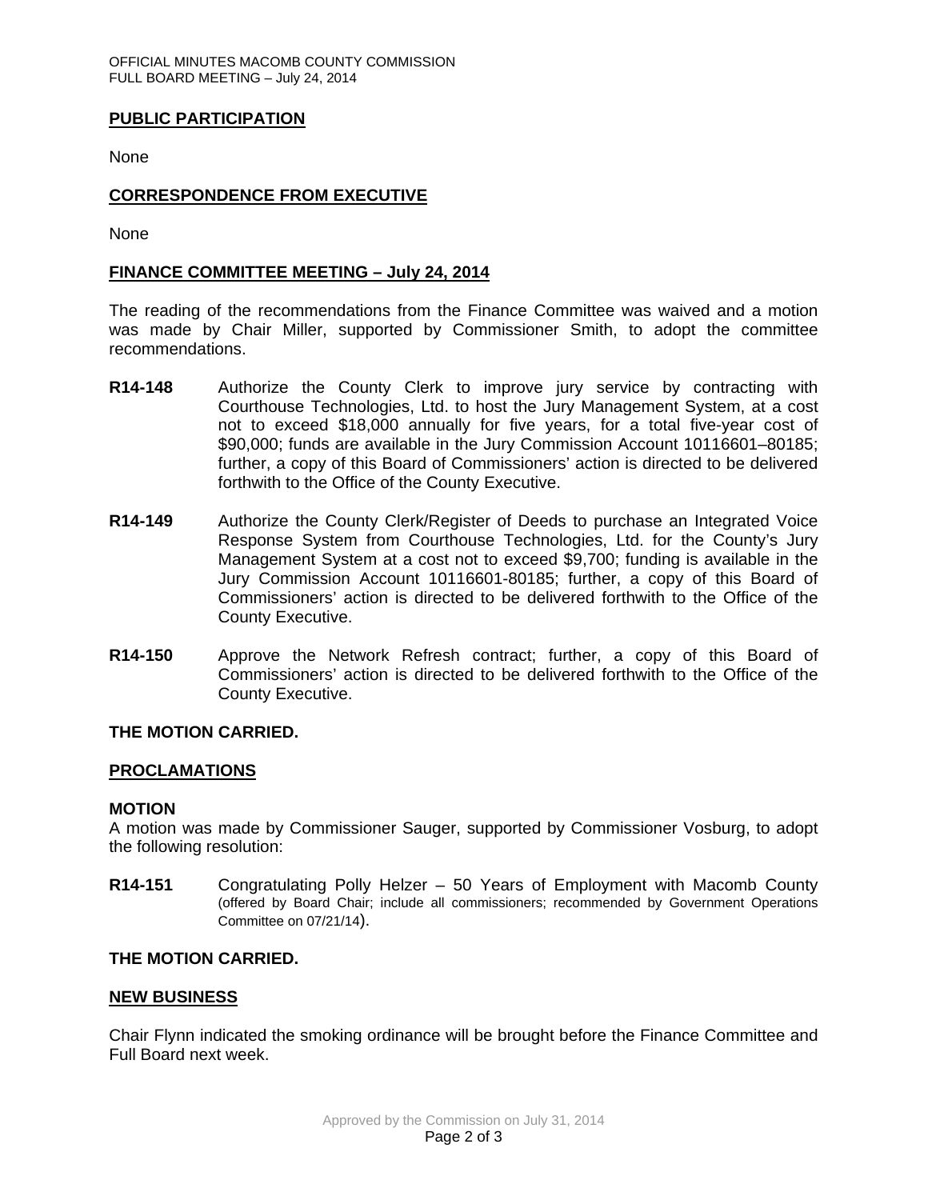## PUBLIC PARTICIPATION

None

## CORRESPONDENCE FROM EXECUTIVE

None

## FINANCE COMMITTEE MEETING – July 24, 2014

The reading of the recommendations from the Finance Committee was waived and a motion was made by Chair Miller, supported by Commissioner Smith, to adopt the committee recommendations.

**R14-148** Authorize the County Clerk to improve jury service by contracting with Courthouse Technologies, Ltd. to host the Jury Management System, at a cost not to exceed $18,000 annually for five years, for a total five-year cost of $90,000; funds are available in the Jury Commission Account 10116601–80185; further, a copy of this Board of Commissioners' action is directed to be delivered forthwith to the Office of the County Executive.

**R14-149** Authorize the County Clerk/Register of Deeds to purchase an Integrated Voice Response System from Courthouse Technologies, Ltd. for the County's Jury Management System at a cost not to exceed $9,700; funding is available in the Jury Commission Account 10116601-80185; further, a copy of this Board of Commissioners' action is directed to be delivered forthwith to the Office of the County Executive.

**R14-150** Approve the Network Refresh contract; further, a copy of this Board of Commissioners' action is directed to be delivered forthwith to the Office of the County Executive.

**THE MOTION CARRIED.**

## PROCLAMATIONS

**MOTION**

A motion was made by Commissioner Sauger, supported by Commissioner Vosburg, to adopt the following resolution:

**R14-151** Congratulating Polly Helzer – 50 Years of Employment with Macomb County (offered by Board Chair; include all commissioners; recommended by Government Operations Committee on 07/21/14).

**THE MOTION CARRIED.**

## NEW BUSINESS

Chair Flynn indicated the smoking ordinance will be brought before the Finance Committee and Full Board next week.

Approved by the Commission on July 31, 2014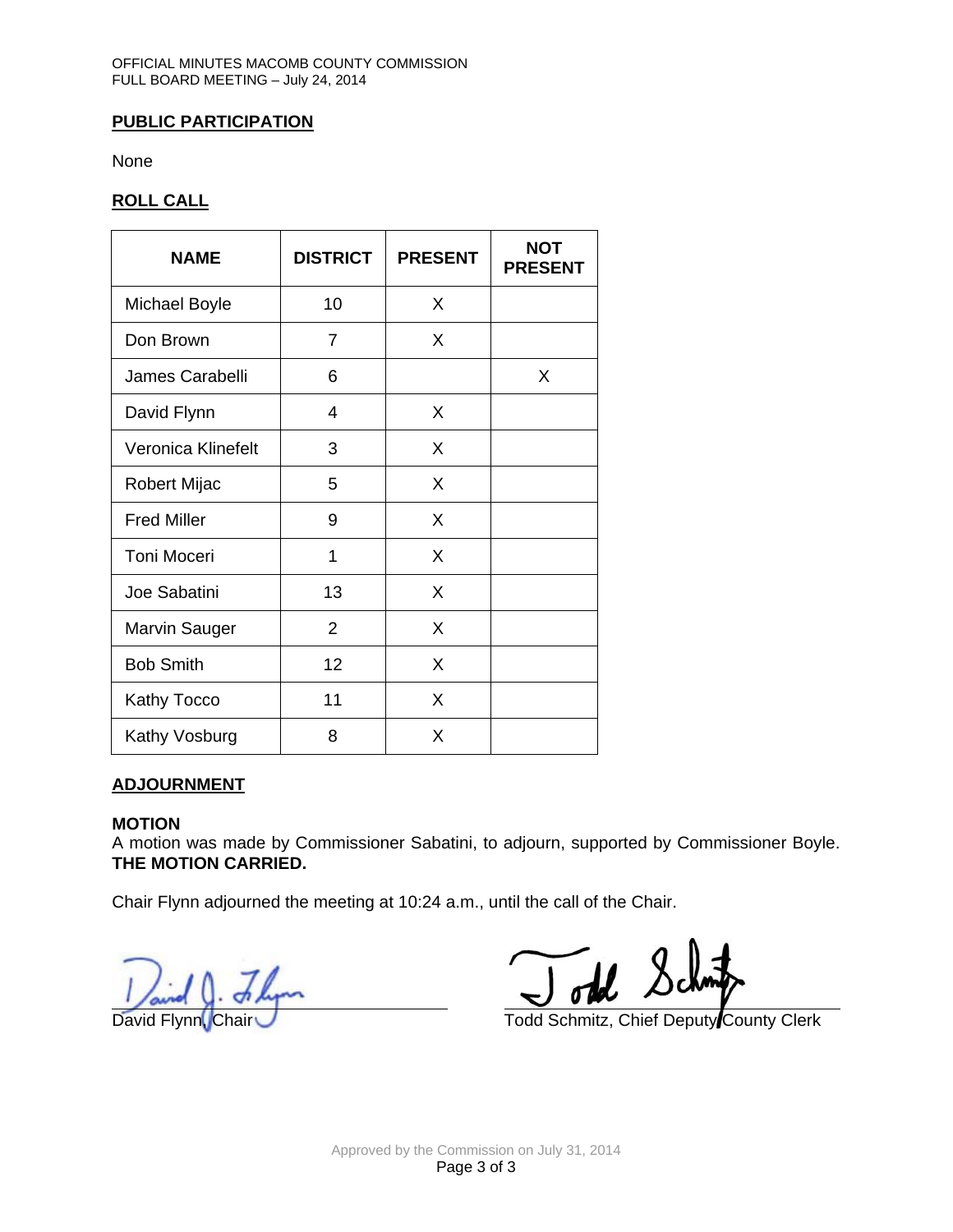## PUBLIC PARTICIPATION

None

## ROLL CALL

| NAME | DISTRICT | PRESENT | NOT PRESENT |
|---|---|---|---|
| Michael Boyle | 10 | X | |
| Don Brown | 7 | X | |
| James Carabelli | 6 | | X |
| David Flynn | 4 | X | |
| Veronica Klinefelt | 3 | X | |
| Robert Mijac | 5 | X | |
| Fred Miller | 9 | X | |
| Toni Moceri | 1 | X | |
| Joe Sabatini | 13 | X | |
| Marvin Sauger | 2 | X | |
| Bob Smith | 12 | X | |
| Kathy Tocco | 11 | X | |
| Kathy Vosburg | 8 | X | |

## ADJOURNMENT

**MOTION**
A motion was made by Commissioner Sabatini, to adjourn, supported by Commissioner Boyle.
**THE MOTION CARRIED.**

Chair Flynn adjourned the meeting at 10:24 a.m., until the call of the Chair.

David Flynn, Chair

Todd Schmitz, Chief Deputy County Clerk

Approved by the Commission on July 31, 2014